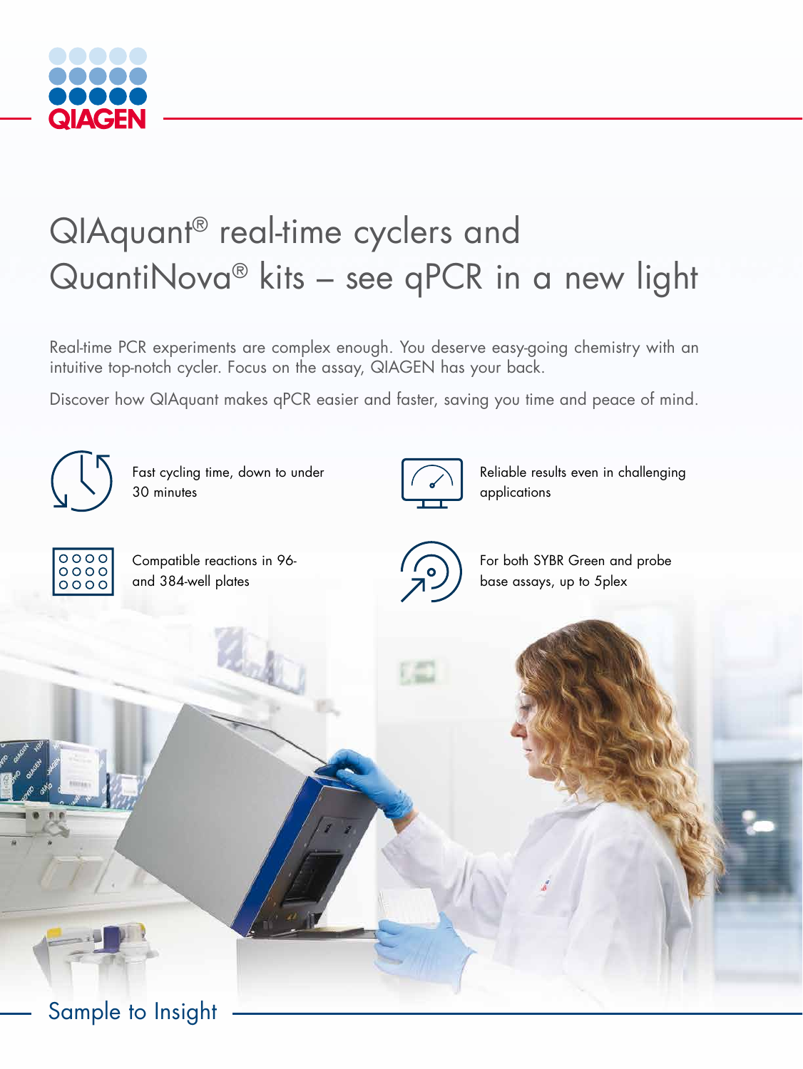QIAGEN

# QIAquant® real-time cyclers and QuantiNova® kits – see qPCR in a new light

Real-time PCR experiments are complex enough. You deserve easy-going chemistry with an intuitive top-notch cycler. Focus on the assay, QIAGEN has your back.

Discover how QIAquant makes qPCR easier and faster, saving you time and peace of mind.

- Fast cycling time, down to under 30 minutes
- Reliable results even in challenging applications
- Compatible reactions in 96- and 384-well plates
- For both SYBR Green and probe base assays, up to 5plex

Sample to Insight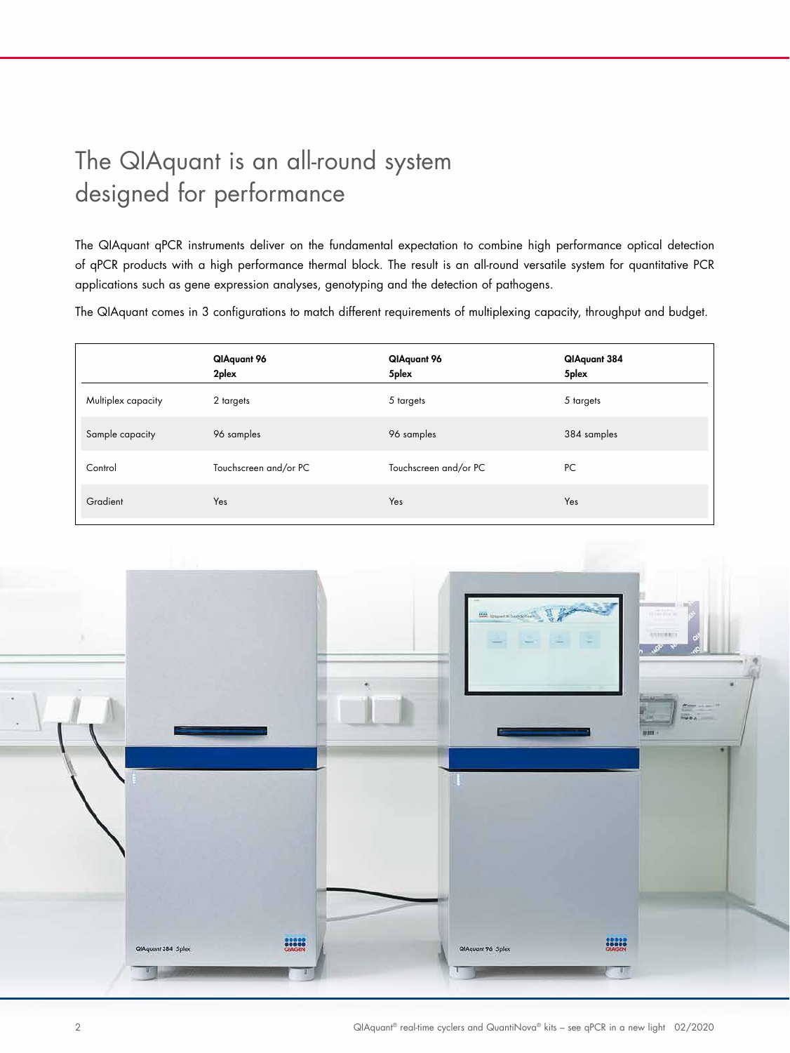# The QIAquant is an all-round system designed for performance

The QIAquant qPCR instruments deliver on the fundamental expectation to combine high performance optical detection of qPCR products with a high performance thermal block. The result is an all-round versatile system for quantitative PCR applications such as gene expression analyses, genotyping and the detection of pathogens.

The QIAquant comes in 3 configurations to match different requirements of multiplexing capacity, throughput and budget.

| | **QIAquant 96 2plex** | **QIAquant 96 5plex** | **QIAquant 384 5plex** |
|---|---|---|---|
| Multiplex capacity | 2 targets | 5 targets | 5 targets |
| Sample capacity | 96 samples | 96 samples | 384 samples |
| Control | Touchscreen and/or PC | Touchscreen and/or PC | PC |
| Gradient | Yes | Yes | Yes |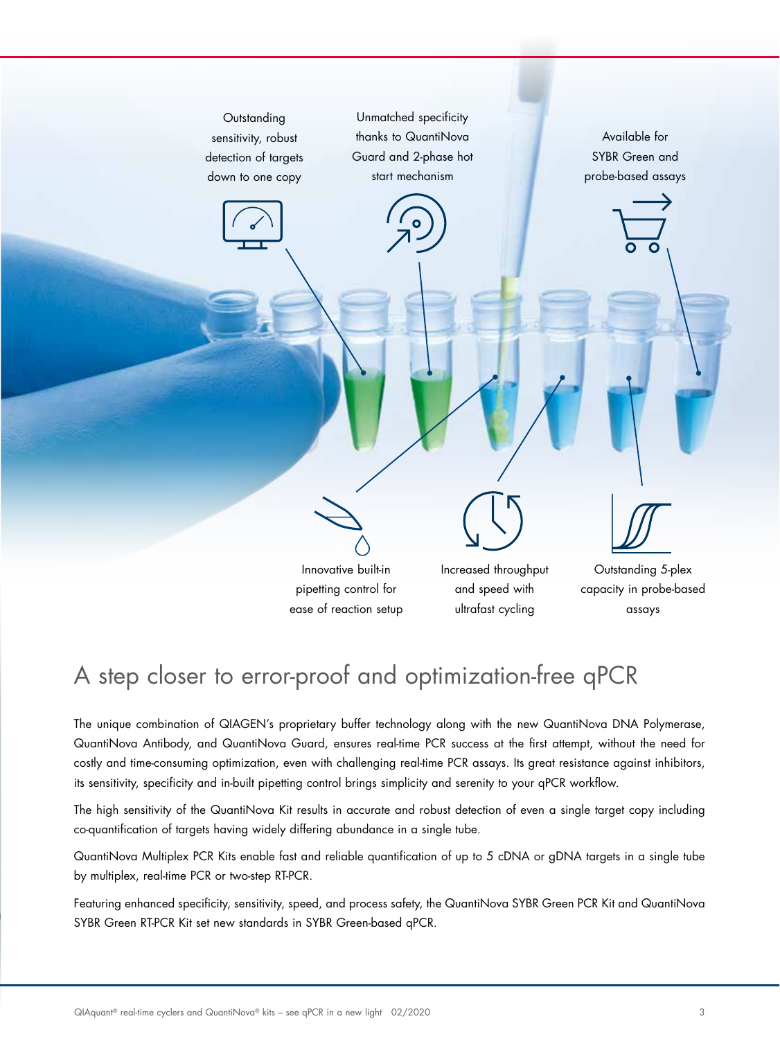Outstanding sensitivity, robust detection of targets down to one copy

Unmatched specificity thanks to QuantiNova Guard and 2-phase hot start mechanism

Available for SYBR Green and probe-based assays

Innovative built-in pipetting control for ease of reaction setup

Increased throughput and speed with ultrafast cycling

Outstanding 5-plex capacity in probe-based assays

# A step closer to error-proof and optimization-free qPCR

The unique combination of QIAGEN's proprietary buffer technology along with the new QuantiNova DNA Polymerase, QuantiNova Antibody, and QuantiNova Guard, ensures real-time PCR success at the first attempt, without the need for costly and time-consuming optimization, even with challenging real-time PCR assays. Its great resistance against inhibitors, its sensitivity, specificity and in-built pipetting control brings simplicity and serenity to your qPCR workflow.

The high sensitivity of the QuantiNova Kit results in accurate and robust detection of even a single target copy including co-quantification of targets having widely differing abundance in a single tube.

QuantiNova Multiplex PCR Kits enable fast and reliable quantification of up to 5 cDNA or gDNA targets in a single tube by multiplex, real-time PCR or two-step RT-PCR.

Featuring enhanced specificity, sensitivity, speed, and process safety, the QuantiNova SYBR Green PCR Kit and QuantiNova SYBR Green RT-PCR Kit set new standards in SYBR Green-based qPCR.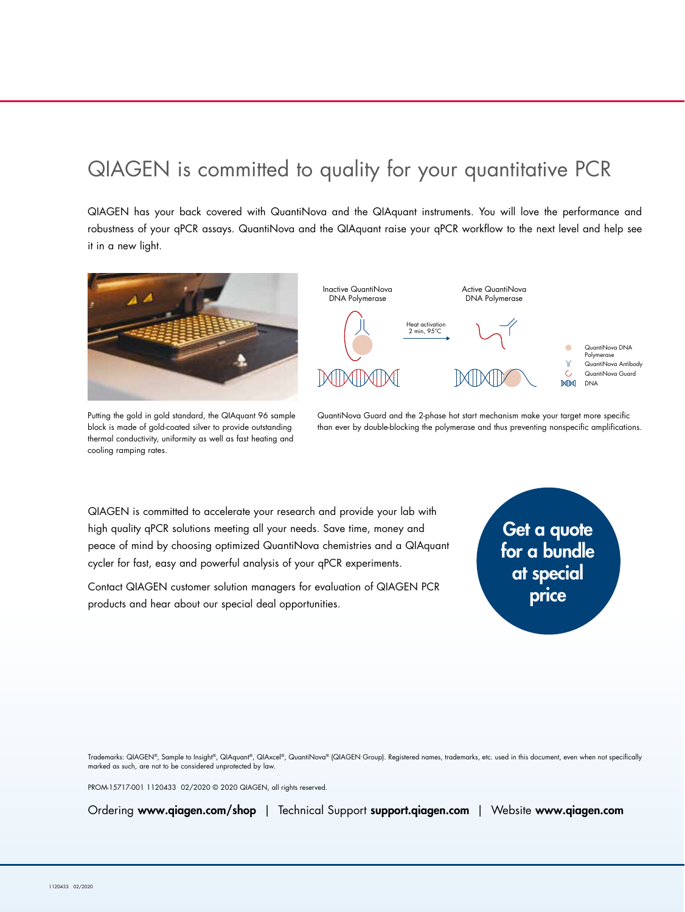# QIAGEN is committed to quality for your quantitative PCR

QIAGEN has your back covered with QuantiNova and the QIAquant instruments. You will love the performance and robustness of your qPCR assays. QuantiNova and the QIAquant raise your qPCR workflow to the next level and help see it in a new light.

Putting the gold in gold standard, the QIAquant 96 sample block is made of gold-coated silver to provide outstanding thermal conductivity, uniformity as well as fast heating and cooling ramping rates.

Inactive QuantiNova DNA Polymerase | Heat activation 2 min, 95°C | Active QuantiNova DNA Polymerase

QuantiNova DNA Polymerase | QuantiNova Antibody | QuantiNova Guard | DNA

QuantiNova Guard and the 2-phase hot start mechanism make your target more specific than ever by double-blocking the polymerase and thus preventing nonspecific amplifications.

QIAGEN is committed to accelerate your research and provide your lab with high quality qPCR solutions meeting all your needs. Save time, money and peace of mind by choosing optimized QuantiNova chemistries and a QIAquant cycler for fast, easy and powerful analysis of your qPCR experiments.

Contact QIAGEN customer solution managers for evaluation of QIAGEN PCR products and hear about our special deal opportunities.

**Get a quote for a bundle at special price**

Trademarks: QIAGEN®, Sample to Insight®, QIAquant®, QIAxcel®, QuantiNova® (QIAGEN Group). Registered names, trademarks, etc. used in this document, even when not specifically marked as such, are not to be considered unprotected by law.

PROM-15717-001 1120433 02/2020 © 2020 QIAGEN, all rights reserved.

Ordering **www.qiagen.com/shop** | Technical Support **support.qiagen.com** | Website **www.qiagen.com**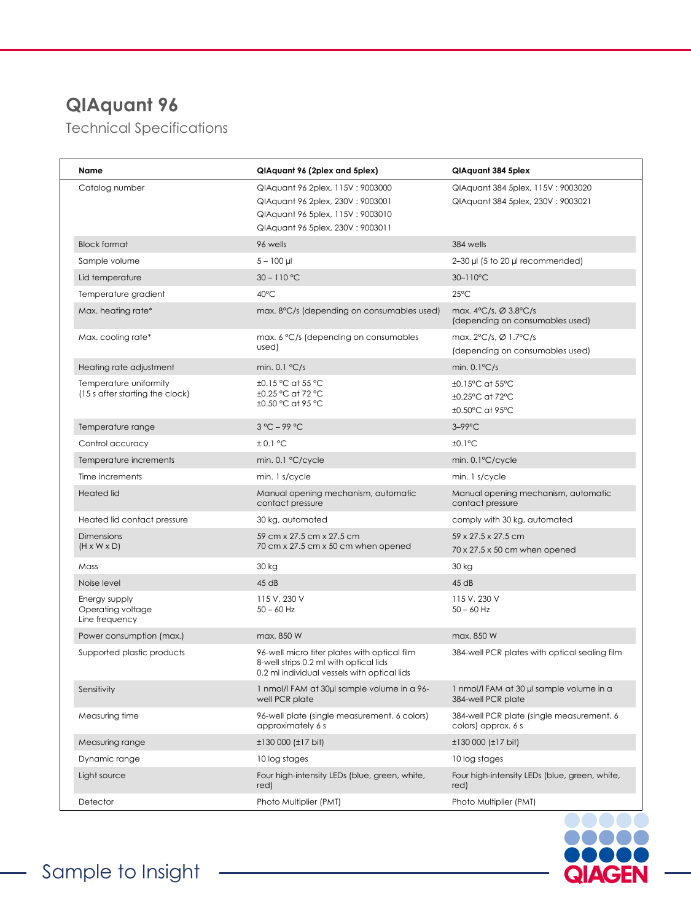# QIAquant 96

## Technical Specifications

| Name | QIAquant 96 (2plex and 5plex) | QIAquant 384 5plex |
|---|---|---|
| Catalog number | QIAquant 96 2plex, 115V : 9003000<br>QIAquant 96 2plex, 230V : 9003001<br>QIAquant 96 5plex, 115V : 9003010<br>QIAquant 96 5plex, 230V : 9003011 | QIAquant 384 5plex, 115V : 9003020<br>QIAquant 384 5plex, 230V : 9003021 |
| Block format | 96 wells | 384 wells |
| Sample volume | 5 – 100 µl | 2–30 µl (5 to 20 µl recommended) |
| Lid temperature | 30 – 110 °C | 30–110°C |
| Temperature gradient | 40°C | 25°C |
| Max. heating rate* | max. 8°C/s (depending on consumables used) | max. 4°C/s, Ø 3.8°C/s (depending on consumables used) |
| Max. cooling rate* | max. 6 °C/s (depending on consumables used) | max. 2°C/s, Ø 1.7°C/s (depending on consumables used) |
| Heating rate adjustment | min. 0.1 °C/s | min. 0.1°C/s |
| Temperature uniformity (15 s after starting the clock) | ±0.15 °C at 55 °C<br>±0.25 °C at 72 °C<br>±0.50 °C at 95 °C | ±0.15°C at 55°C<br>±0.25°C at 72°C<br>±0.50°C at 95°C |
| Temperature range | 3 °C – 99 °C | 3–99°C |
| Control accuracy | ± 0.1 °C | ±0.1°C |
| Temperature increments | min. 0.1 °C/cycle | min. 0.1°C/cycle |
| Time increments | min. 1 s/cycle | min. 1 s/cycle |
| Heated lid | Manual opening mechanism, automatic contact pressure | Manual opening mechanism, automatic contact pressure |
| Heated lid contact pressure | 30 kg, automated | comply with 30 kg, automated |
| Dimensions (H x W x D) | 59 cm x 27.5 cm x 27.5 cm<br>70 cm x 27.5 cm x 50 cm when opened | 59 x 27.5 x 27.5 cm<br>70 x 27.5 x 50 cm when opened |
| Mass | 30 kg | 30 kg |
| Noise level | 45 dB | 45 dB |
| Energy supply<br>Operating voltage<br>Line frequency | 115 V, 230 V<br>50 – 60 Hz | 115 V, 230 V<br>50 – 60 Hz |
| Power consumption (max.) | max. 850 W | max. 850 W |
| Supported plastic products | 96-well micro titer plates with optical film<br>8-well strips 0.2 ml with optical lids<br>0.2 ml individual vessels with optical lids | 384-well PCR plates with optical sealing film |
| Sensitivity | 1 nmol/l FAM at 30µl sample volume in a 96-well PCR plate | 1 nmol/l FAM at 30 µl sample volume in a 384-well PCR plate |
| Measuring time | 96-well plate (single measurement, 6 colors) approximately 6 s | 384-well PCR plate (single measurement, 6 colors) approx. 6 s |
| Measuring range | ±130 000 (±17 bit) | ±130 000 (±17 bit) |
| Dynamic range | 10 log stages | 10 log stages |
| Light source | Four high-intensity LEDs (blue, green, white, red) | Four high-intensity LEDs (blue, green, white, red) |
| Detector | Photo Multiplier (PMT) | Photo Multiplier (PMT) |

Sample to Insight

QIAGEN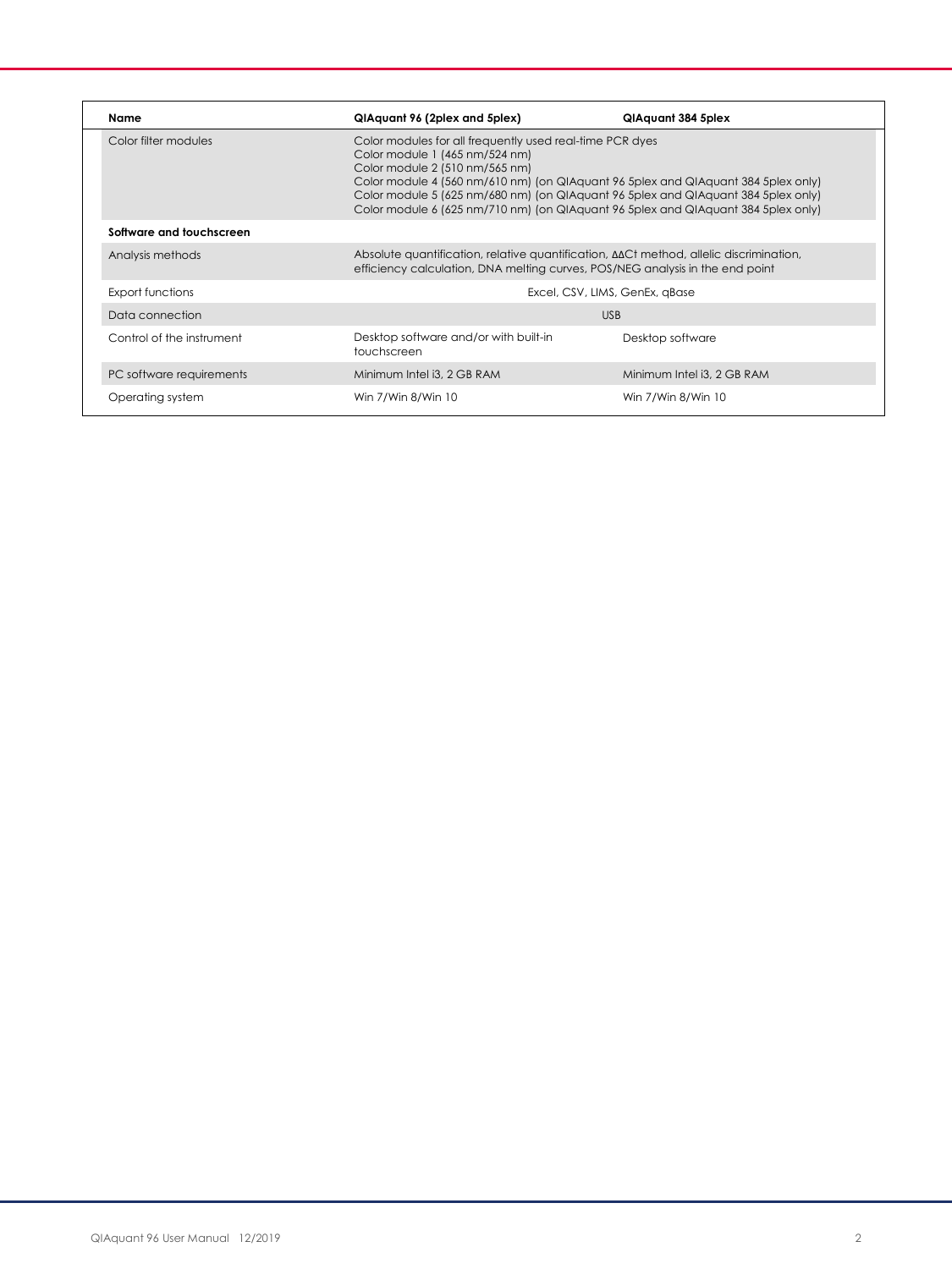| Name | QIAquant 96 (2plex and 5plex) | QIAquant 384 5plex |
| --- | --- | --- |
| Color filter modules | Color modules for all frequently used real-time PCR dyes<br>Color module 1 (465 nm/524 nm)<br>Color module 2 (510 nm/565 nm)<br>Color module 4 (560 nm/610 nm) (on QIAquant 96 5plex and QIAquant 384 5plex only)<br>Color module 5 (625 nm/680 nm) (on QIAquant 96 5plex and QIAquant 384 5plex only)<br>Color module 6 (625 nm/710 nm) (on QIAquant 96 5plex and QIAquant 384 5plex only) | |
| **Software and touchscreen** | | |
| Analysis methods | Absolute quantification, relative quantification, ΔΔCt method, allelic discrimination, efficiency calculation, DNA melting curves, POS/NEG analysis in the end point | |
| Export functions | Excel, CSV, LIMS, GenEx, qBase | |
| Data connection | USB | |
| Control of the instrument | Desktop software and/or with built-in touchscreen | Desktop software |
| PC software requirements | Minimum Intel i3, 2 GB RAM | Minimum Intel i3, 2 GB RAM |
| Operating system | Win 7/Win 8/Win 10 | Win 7/Win 8/Win 10 |